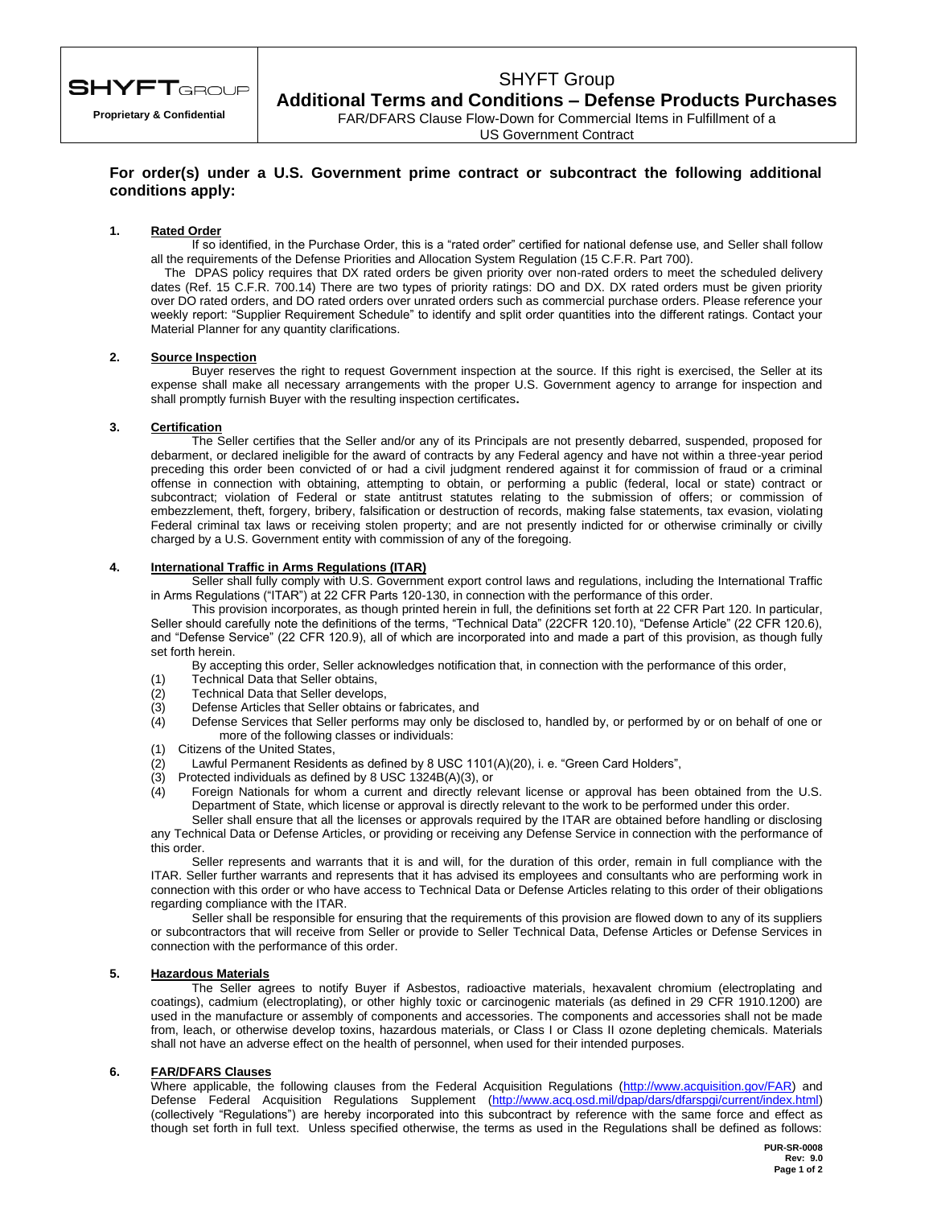# SHYFT Group

## Additional Terms and Conditions – Defense Products Purchases

FAR/DFARS Clause Flow-Down for Commercial Items in Fulfillment of a US Government Contract

**Proprietary & Confidential**

## For order(s) under a U.S. Government prime contract or subcontract the following additional conditions apply:

**1. Rated Order**

If so identified, in the Purchase Order, this is a "rated order" certified for national defense use, and Seller shall follow all the requirements of the Defense Priorities and Allocation System Regulation (15 C.F.R. Part 700).

The DPAS policy requires that DX rated orders be given priority over non-rated orders to meet the scheduled delivery dates (Ref. 15 C.F.R. 700.14) There are two types of priority ratings: DO and DX. DX rated orders must be given priority over DO rated orders, and DO rated orders over unrated orders such as commercial purchase orders. Please reference your weekly report: "Supplier Requirement Schedule" to identify and split order quantities into the different ratings. Contact your Material Planner for any quantity clarifications.

**2. Source Inspection**

Buyer reserves the right to request Government inspection at the source. If this right is exercised, the Seller at its expense shall make all necessary arrangements with the proper U.S. Government agency to arrange for inspection and shall promptly furnish Buyer with the resulting inspection certificates**.**

**3. Certification**

The Seller certifies that the Seller and/or any of its Principals are not presently debarred, suspended, proposed for debarment, or declared ineligible for the award of contracts by any Federal agency and have not within a three-year period preceding this order been convicted of or had a civil judgment rendered against it for commission of fraud or a criminal offense in connection with obtaining, attempting to obtain, or performing a public (federal, local or state) contract or subcontract; violation of Federal or state antitrust statutes relating to the submission of offers; or commission of embezzlement, theft, forgery, bribery, falsification or destruction of records, making false statements, tax evasion, violating Federal criminal tax laws or receiving stolen property; and are not presently indicted for or otherwise criminally or civilly charged by a U.S. Government entity with commission of any of the foregoing.

**4. International Traffic in Arms Regulations (ITAR)**

Seller shall fully comply with U.S. Government export control laws and regulations, including the International Traffic in Arms Regulations ("ITAR") at 22 CFR Parts 120-130, in connection with the performance of this order.

This provision incorporates, as though printed herein in full, the definitions set forth at 22 CFR Part 120. In particular, Seller should carefully note the definitions of the terms, "Technical Data" (22CFR 120.10), "Defense Article" (22 CFR 120.6), and "Defense Service" (22 CFR 120.9), all of which are incorporated into and made a part of this provision, as though fully set forth herein.

By accepting this order, Seller acknowledges notification that, in connection with the performance of this order,

(1) Technical Data that Seller obtains,
(2) Technical Data that Seller develops,
(3) Defense Articles that Seller obtains or fabricates, and
(4) Defense Services that Seller performs may only be disclosed to, handled by, or performed by or on behalf of one or more of the following classes or individuals:

(1) Citizens of the United States,
(2) Lawful Permanent Residents as defined by 8 USC 1101(A)(20), i. e. "Green Card Holders",
(3) Protected individuals as defined by 8 USC 1324B(A)(3), or
(4) Foreign Nationals for whom a current and directly relevant license or approval has been obtained from the U.S. Department of State, which license or approval is directly relevant to the work to be performed under this order.

Seller shall ensure that all the licenses or approvals required by the ITAR are obtained before handling or disclosing any Technical Data or Defense Articles, or providing or receiving any Defense Service in connection with the performance of this order.

Seller represents and warrants that it is and will, for the duration of this order, remain in full compliance with the ITAR. Seller further warrants and represents that it has advised its employees and consultants who are performing work in connection with this order or who have access to Technical Data or Defense Articles relating to this order of their obligations regarding compliance with the ITAR.

Seller shall be responsible for ensuring that the requirements of this provision are flowed down to any of its suppliers or subcontractors that will receive from Seller or provide to Seller Technical Data, Defense Articles or Defense Services in connection with the performance of this order.

**5. Hazardous Materials**

The Seller agrees to notify Buyer if Asbestos, radioactive materials, hexavalent chromium (electroplating and coatings), cadmium (electroplating), or other highly toxic or carcinogenic materials (as defined in 29 CFR 1910.1200) are used in the manufacture or assembly of components and accessories. The components and accessories shall not be made from, leach, or otherwise develop toxins, hazardous materials, or Class I or Class II ozone depleting chemicals. Materials shall not have an adverse effect on the health of personnel, when used for their intended purposes.

**6. FAR/DFARS Clauses**

Where applicable, the following clauses from the Federal Acquisition Regulations (http://www.acquisition.gov/FAR) and Defense Federal Acquisition Regulations Supplement (http://www.acq.osd.mil/dpap/dars/dfarspgi/current/index.html) (collectively "Regulations") are hereby incorporated into this subcontract by reference with the same force and effect as though set forth in full text. Unless specified otherwise, the terms as used in the Regulations shall be defined as follows:

PUR-SR-0008
Rev: 9.0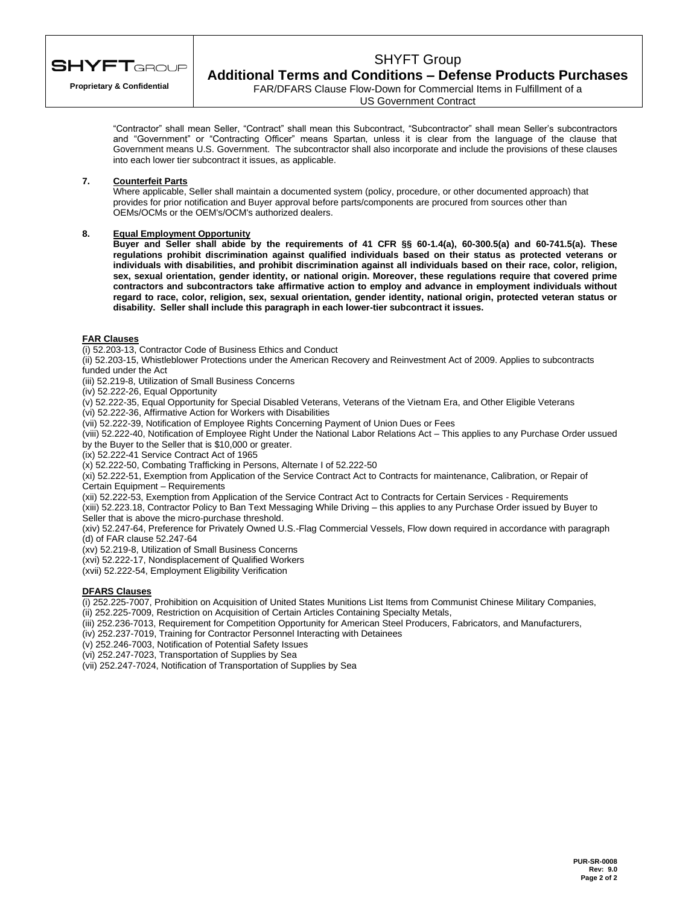"Contractor" shall mean Seller, "Contract" shall mean this Subcontract, "Subcontractor" shall mean Seller's subcontractors and "Government" or "Contracting Officer" means Spartan, unless it is clear from the language of the clause that Government means U.S. Government. The subcontractor shall also incorporate and include the provisions of these clauses into each lower tier subcontract it issues, as applicable.

**7. Counterfeit Parts**

Where applicable, Seller shall maintain a documented system (policy, procedure, or other documented approach) that provides for prior notification and Buyer approval before parts/components are procured from sources other than OEMs/OCMs or the OEM's/OCM's authorized dealers.

**8. Equal Employment Opportunity**

**Buyer and Seller shall abide by the requirements of 41 CFR §§ 60-1.4(a), 60-300.5(a) and 60-741.5(a). These regulations prohibit discrimination against qualified individuals based on their status as protected veterans or individuals with disabilities, and prohibit discrimination against all individuals based on their race, color, religion, sex, sexual orientation, gender identity, or national origin. Moreover, these regulations require that covered prime contractors and subcontractors take affirmative action to employ and advance in employment individuals without regard to race, color, religion, sex, sexual orientation, gender identity, national origin, protected veteran status or disability. Seller shall include this paragraph in each lower-tier subcontract it issues.**

**FAR Clauses**

(i) 52.203-13, Contractor Code of Business Ethics and Conduct
(ii) 52.203-15, Whistleblower Protections under the American Recovery and Reinvestment Act of 2009. Applies to subcontracts funded under the Act
(iii) 52.219-8, Utilization of Small Business Concerns
(iv) 52.222-26, Equal Opportunity
(v) 52.222-35, Equal Opportunity for Special Disabled Veterans, Veterans of the Vietnam Era, and Other Eligible Veterans
(vi) 52.222-36, Affirmative Action for Workers with Disabilities
(vii) 52.222-39, Notification of Employee Rights Concerning Payment of Union Dues or Fees
(viii) 52.222-40, Notification of Employee Right Under the National Labor Relations Act – This applies to any Purchase Order ussued by the Buyer to the Seller that is $10,000 or greater.
(ix) 52.222-41 Service Contract Act of 1965
(x) 52.222-50, Combating Trafficking in Persons, Alternate I of 52.222-50
(xi) 52.222-51, Exemption from Application of the Service Contract Act to Contracts for maintenance, Calibration, or Repair of Certain Equipment – Requirements
(xii) 52.222-53, Exemption from Application of the Service Contract Act to Contracts for Certain Services - Requirements
(xiii) 52.223.18, Contractor Policy to Ban Text Messaging While Driving – this applies to any Purchase Order issued by Buyer to Seller that is above the micro-purchase threshold.
(xiv) 52.247-64, Preference for Privately Owned U.S.-Flag Commercial Vessels, Flow down required in accordance with paragraph (d) of FAR clause 52.247-64
(xv) 52.219-8, Utilization of Small Business Concerns
(xvi) 52.222-17, Nondisplacement of Qualified Workers
(xvii) 52.222-54, Employment Eligibility Verification

**DFARS Clauses**

(i) 252.225-7007, Prohibition on Acquisition of United States Munitions List Items from Communist Chinese Military Companies,
(ii) 252.225-7009, Restriction on Acquisition of Certain Articles Containing Specialty Metals,
(iii) 252.236-7013, Requirement for Competition Opportunity for American Steel Producers, Fabricators, and Manufacturers,
(iv) 252.237-7019, Training for Contractor Personnel Interacting with Detainees
(v) 252.246-7003, Notification of Potential Safety Issues
(vi) 252.247-7023, Transportation of Supplies by Sea
(vii) 252.247-7024, Notification of Transportation of Supplies by Sea